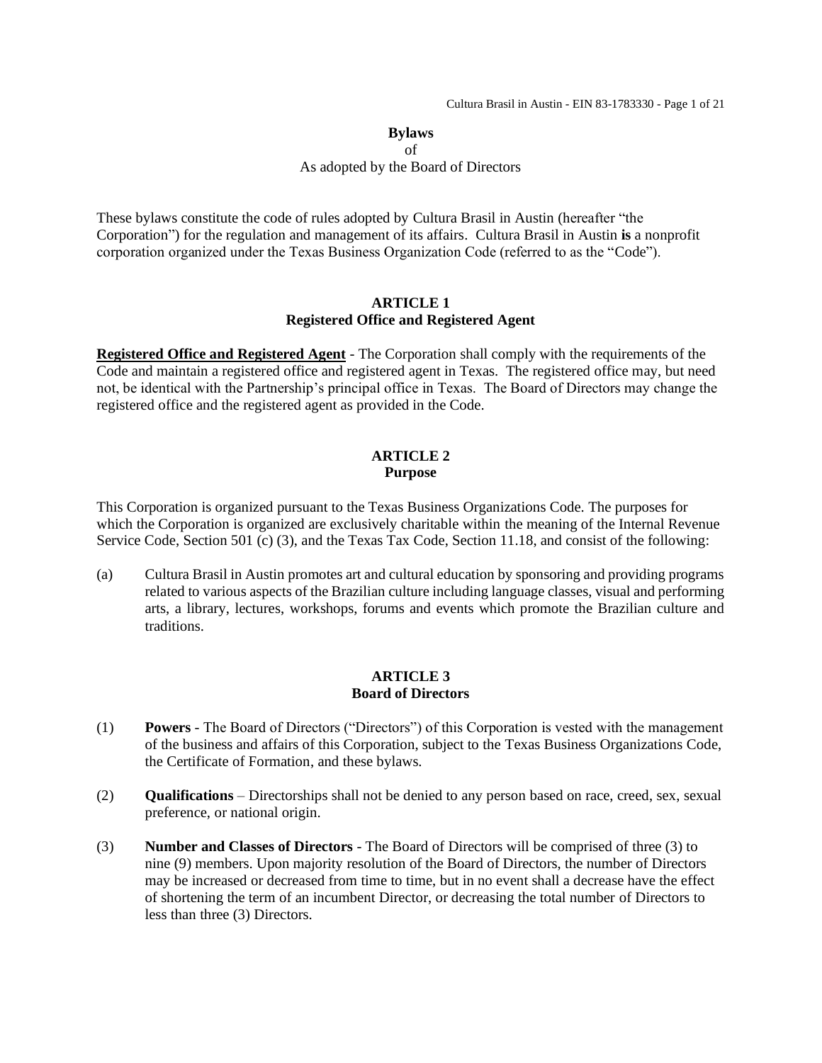**Bylaws**
of
As adopted by the Board of Directors

These bylaws constitute the code of rules adopted by Cultura Brasil in Austin (hereafter "the Corporation") for the regulation and management of its affairs. Cultura Brasil in Austin **is** a nonprofit corporation organized under the Texas Business Organization Code (referred to as the "Code").

## ARTICLE 1
## Registered Office and Registered Agent

**Registered Office and Registered Agent** - The Corporation shall comply with the requirements of the Code and maintain a registered office and registered agent in Texas. The registered office may, but need not, be identical with the Partnership's principal office in Texas. The Board of Directors may change the registered office and the registered agent as provided in the Code.

## ARTICLE 2
## Purpose

This Corporation is organized pursuant to the Texas Business Organizations Code. The purposes for which the Corporation is organized are exclusively charitable within the meaning of the Internal Revenue Service Code, Section 501 (c) (3), and the Texas Tax Code, Section 11.18, and consist of the following:

(a) Cultura Brasil in Austin promotes art and cultural education by sponsoring and providing programs related to various aspects of the Brazilian culture including language classes, visual and performing arts, a library, lectures, workshops, forums and events which promote the Brazilian culture and traditions.

## ARTICLE 3
## Board of Directors

(1) **Powers** - The Board of Directors ("Directors") of this Corporation is vested with the management of the business and affairs of this Corporation, subject to the Texas Business Organizations Code, the Certificate of Formation, and these bylaws.

(2) **Qualifications** – Directorships shall not be denied to any person based on race, creed, sex, sexual preference, or national origin.

(3) **Number and Classes of Directors** - The Board of Directors will be comprised of three (3) to nine (9) members. Upon majority resolution of the Board of Directors, the number of Directors may be increased or decreased from time to time, but in no event shall a decrease have the effect of shortening the term of an incumbent Director, or decreasing the total number of Directors to less than three (3) Directors.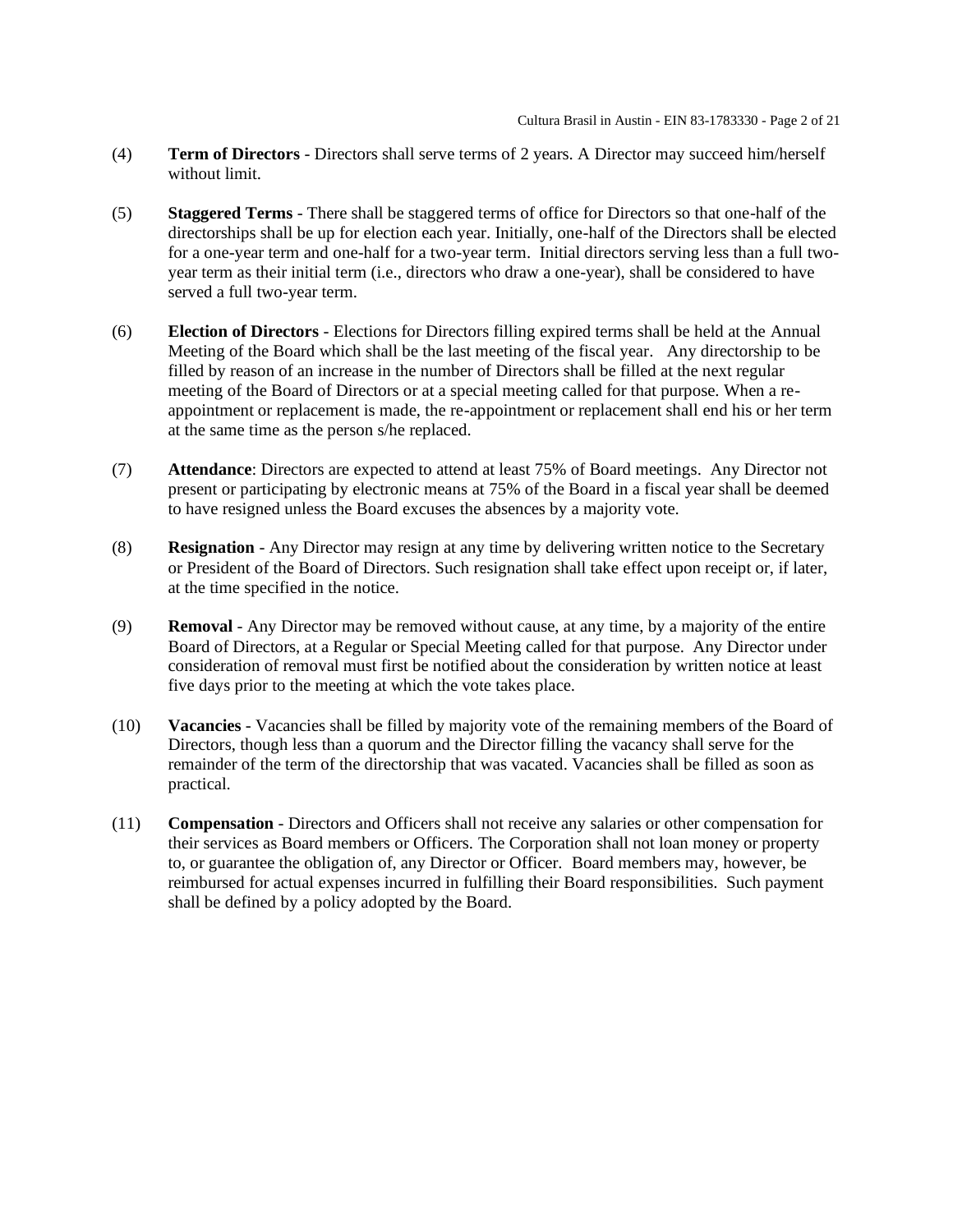(4) **Term of Directors** - Directors shall serve terms of 2 years. A Director may succeed him/herself without limit.

(5) **Staggered Terms** - There shall be staggered terms of office for Directors so that one-half of the directorships shall be up for election each year. Initially, one-half of the Directors shall be elected for a one-year term and one-half for a two-year term. Initial directors serving less than a full two-year term as their initial term (i.e., directors who draw a one-year), shall be considered to have served a full two-year term.

(6) **Election of Directors** - Elections for Directors filling expired terms shall be held at the Annual Meeting of the Board which shall be the last meeting of the fiscal year. Any directorship to be filled by reason of an increase in the number of Directors shall be filled at the next regular meeting of the Board of Directors or at a special meeting called for that purpose. When a re-appointment or replacement is made, the re-appointment or replacement shall end his or her term at the same time as the person s/he replaced.

(7) **Attendance**: Directors are expected to attend at least 75% of Board meetings. Any Director not present or participating by electronic means at 75% of the Board in a fiscal year shall be deemed to have resigned unless the Board excuses the absences by a majority vote.

(8) **Resignation** - Any Director may resign at any time by delivering written notice to the Secretary or President of the Board of Directors. Such resignation shall take effect upon receipt or, if later, at the time specified in the notice.

(9) **Removal** - Any Director may be removed without cause, at any time, by a majority of the entire Board of Directors, at a Regular or Special Meeting called for that purpose. Any Director under consideration of removal must first be notified about the consideration by written notice at least five days prior to the meeting at which the vote takes place.

(10) **Vacancies** - Vacancies shall be filled by majority vote of the remaining members of the Board of Directors, though less than a quorum and the Director filling the vacancy shall serve for the remainder of the term of the directorship that was vacated. Vacancies shall be filled as soon as practical.

(11) **Compensation** - Directors and Officers shall not receive any salaries or other compensation for their services as Board members or Officers. The Corporation shall not loan money or property to, or guarantee the obligation of, any Director or Officer. Board members may, however, be reimbursed for actual expenses incurred in fulfilling their Board responsibilities. Such payment shall be defined by a policy adopted by the Board.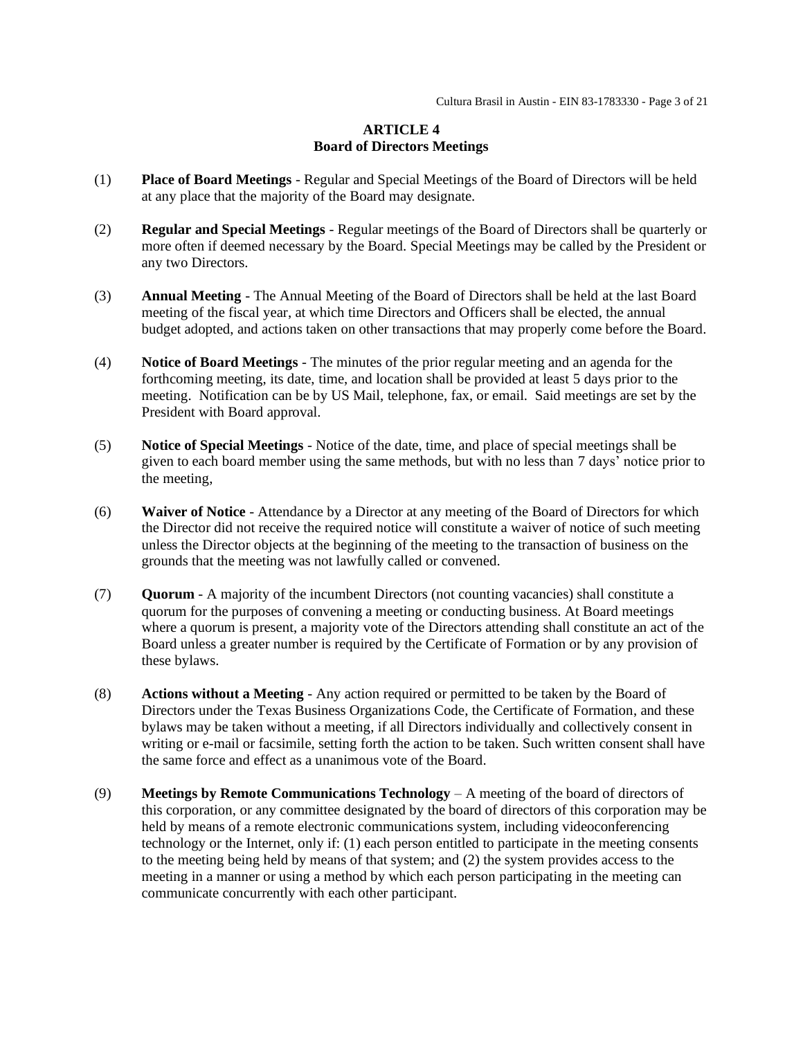## ARTICLE 4
## Board of Directors Meetings

(1) **Place of Board Meetings** - Regular and Special Meetings of the Board of Directors will be held at any place that the majority of the Board may designate.

(2) **Regular and Special Meetings** - Regular meetings of the Board of Directors shall be quarterly or more often if deemed necessary by the Board. Special Meetings may be called by the President or any two Directors.

(3) **Annual Meeting** - The Annual Meeting of the Board of Directors shall be held at the last Board meeting of the fiscal year, at which time Directors and Officers shall be elected, the annual budget adopted, and actions taken on other transactions that may properly come before the Board.

(4) **Notice of Board Meetings** - The minutes of the prior regular meeting and an agenda for the forthcoming meeting, its date, time, and location shall be provided at least 5 days prior to the meeting. Notification can be by US Mail, telephone, fax, or email. Said meetings are set by the President with Board approval.

(5) **Notice of Special Meetings** - Notice of the date, time, and place of special meetings shall be given to each board member using the same methods, but with no less than 7 days' notice prior to the meeting,

(6) **Waiver of Notice** - Attendance by a Director at any meeting of the Board of Directors for which the Director did not receive the required notice will constitute a waiver of notice of such meeting unless the Director objects at the beginning of the meeting to the transaction of business on the grounds that the meeting was not lawfully called or convened.

(7) **Quorum** - A majority of the incumbent Directors (not counting vacancies) shall constitute a quorum for the purposes of convening a meeting or conducting business. At Board meetings where a quorum is present, a majority vote of the Directors attending shall constitute an act of the Board unless a greater number is required by the Certificate of Formation or by any provision of these bylaws.

(8) **Actions without a Meeting** - Any action required or permitted to be taken by the Board of Directors under the Texas Business Organizations Code, the Certificate of Formation, and these bylaws may be taken without a meeting, if all Directors individually and collectively consent in writing or e-mail or facsimile, setting forth the action to be taken. Such written consent shall have the same force and effect as a unanimous vote of the Board.

(9) **Meetings by Remote Communications Technology** – A meeting of the board of directors of this corporation, or any committee designated by the board of directors of this corporation may be held by means of a remote electronic communications system, including videoconferencing technology or the Internet, only if: (1) each person entitled to participate in the meeting consents to the meeting being held by means of that system; and (2) the system provides access to the meeting in a manner or using a method by which each person participating in the meeting can communicate concurrently with each other participant.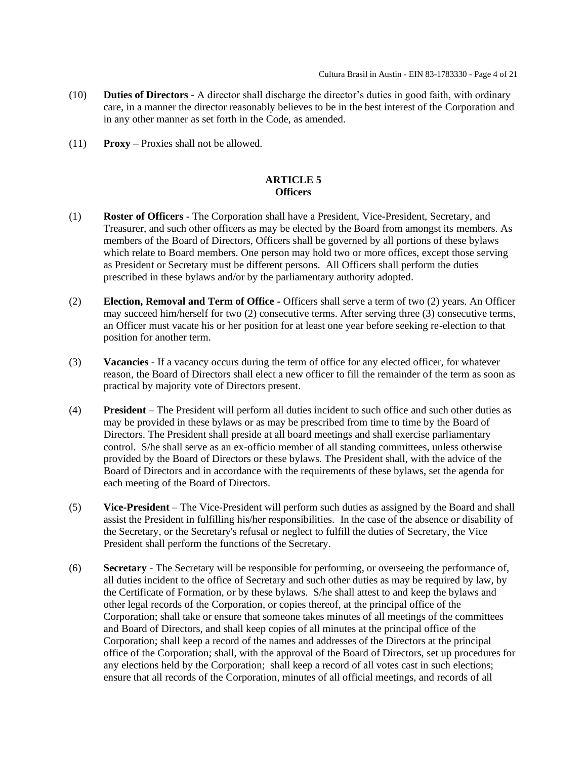(10) **Duties of Directors** - A director shall discharge the director's duties in good faith, with ordinary care, in a manner the director reasonably believes to be in the best interest of the Corporation and in any other manner as set forth in the Code, as amended.

(11) **Proxy** – Proxies shall not be allowed.

## ARTICLE 5
## Officers

(1) **Roster of Officers** - The Corporation shall have a President, Vice-President, Secretary, and Treasurer, and such other officers as may be elected by the Board from amongst its members. As members of the Board of Directors, Officers shall be governed by all portions of these bylaws which relate to Board members. One person may hold two or more offices, except those serving as President or Secretary must be different persons. All Officers shall perform the duties prescribed in these bylaws and/or by the parliamentary authority adopted.

(2) **Election, Removal and Term of Office** - Officers shall serve a term of two (2) years. An Officer may succeed him/herself for two (2) consecutive terms. After serving three (3) consecutive terms, an Officer must vacate his or her position for at least one year before seeking re-election to that position for another term.

(3) **Vacancies** - If a vacancy occurs during the term of office for any elected officer, for whatever reason, the Board of Directors shall elect a new officer to fill the remainder of the term as soon as practical by majority vote of Directors present.

(4) **President** – The President will perform all duties incident to such office and such other duties as may be provided in these bylaws or as may be prescribed from time to time by the Board of Directors. The President shall preside at all board meetings and shall exercise parliamentary control. S/he shall serve as an ex-officio member of all standing committees, unless otherwise provided by the Board of Directors or these bylaws. The President shall, with the advice of the Board of Directors and in accordance with the requirements of these bylaws, set the agenda for each meeting of the Board of Directors.

(5) **Vice-President** – The Vice-President will perform such duties as assigned by the Board and shall assist the President in fulfilling his/her responsibilities. In the case of the absence or disability of the Secretary, or the Secretary's refusal or neglect to fulfill the duties of Secretary, the Vice President shall perform the functions of the Secretary.

(6) **Secretary** - The Secretary will be responsible for performing, or overseeing the performance of, all duties incident to the office of Secretary and such other duties as may be required by law, by the Certificate of Formation, or by these bylaws. S/he shall attest to and keep the bylaws and other legal records of the Corporation, or copies thereof, at the principal office of the Corporation; shall take or ensure that someone takes minutes of all meetings of the committees and Board of Directors, and shall keep copies of all minutes at the principal office of the Corporation; shall keep a record of the names and addresses of the Directors at the principal office of the Corporation; shall, with the approval of the Board of Directors, set up procedures for any elections held by the Corporation; shall keep a record of all votes cast in such elections; ensure that all records of the Corporation, minutes of all official meetings, and records of all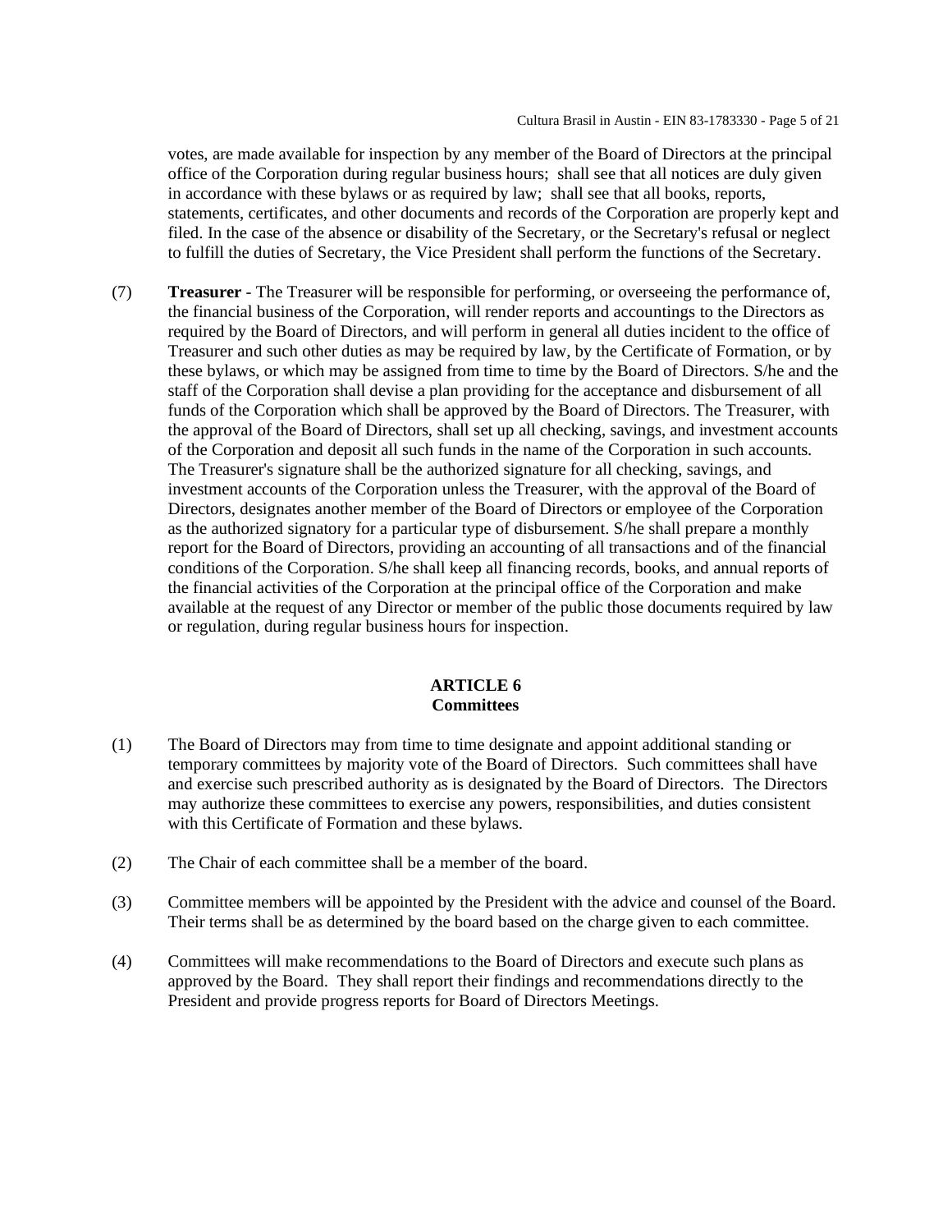votes, are made available for inspection by any member of the Board of Directors at the principal office of the Corporation during regular business hours; shall see that all notices are duly given in accordance with these bylaws or as required by law; shall see that all books, reports, statements, certificates, and other documents and records of the Corporation are properly kept and filed. In the case of the absence or disability of the Secretary, or the Secretary's refusal or neglect to fulfill the duties of Secretary, the Vice President shall perform the functions of the Secretary.

(7) **Treasurer** - The Treasurer will be responsible for performing, or overseeing the performance of, the financial business of the Corporation, will render reports and accountings to the Directors as required by the Board of Directors, and will perform in general all duties incident to the office of Treasurer and such other duties as may be required by law, by the Certificate of Formation, or by these bylaws, or which may be assigned from time to time by the Board of Directors. S/he and the staff of the Corporation shall devise a plan providing for the acceptance and disbursement of all funds of the Corporation which shall be approved by the Board of Directors. The Treasurer, with the approval of the Board of Directors, shall set up all checking, savings, and investment accounts of the Corporation and deposit all such funds in the name of the Corporation in such accounts. The Treasurer's signature shall be the authorized signature for all checking, savings, and investment accounts of the Corporation unless the Treasurer, with the approval of the Board of Directors, designates another member of the Board of Directors or employee of the Corporation as the authorized signatory for a particular type of disbursement. S/he shall prepare a monthly report for the Board of Directors, providing an accounting of all transactions and of the financial conditions of the Corporation. S/he shall keep all financing records, books, and annual reports of the financial activities of the Corporation at the principal office of the Corporation and make available at the request of any Director or member of the public those documents required by law or regulation, during regular business hours for inspection.

## ARTICLE 6
## Committees

(1) The Board of Directors may from time to time designate and appoint additional standing or temporary committees by majority vote of the Board of Directors. Such committees shall have and exercise such prescribed authority as is designated by the Board of Directors. The Directors may authorize these committees to exercise any powers, responsibilities, and duties consistent with this Certificate of Formation and these bylaws.

(2) The Chair of each committee shall be a member of the board.

(3) Committee members will be appointed by the President with the advice and counsel of the Board. Their terms shall be as determined by the board based on the charge given to each committee.

(4) Committees will make recommendations to the Board of Directors and execute such plans as approved by the Board. They shall report their findings and recommendations directly to the President and provide progress reports for Board of Directors Meetings.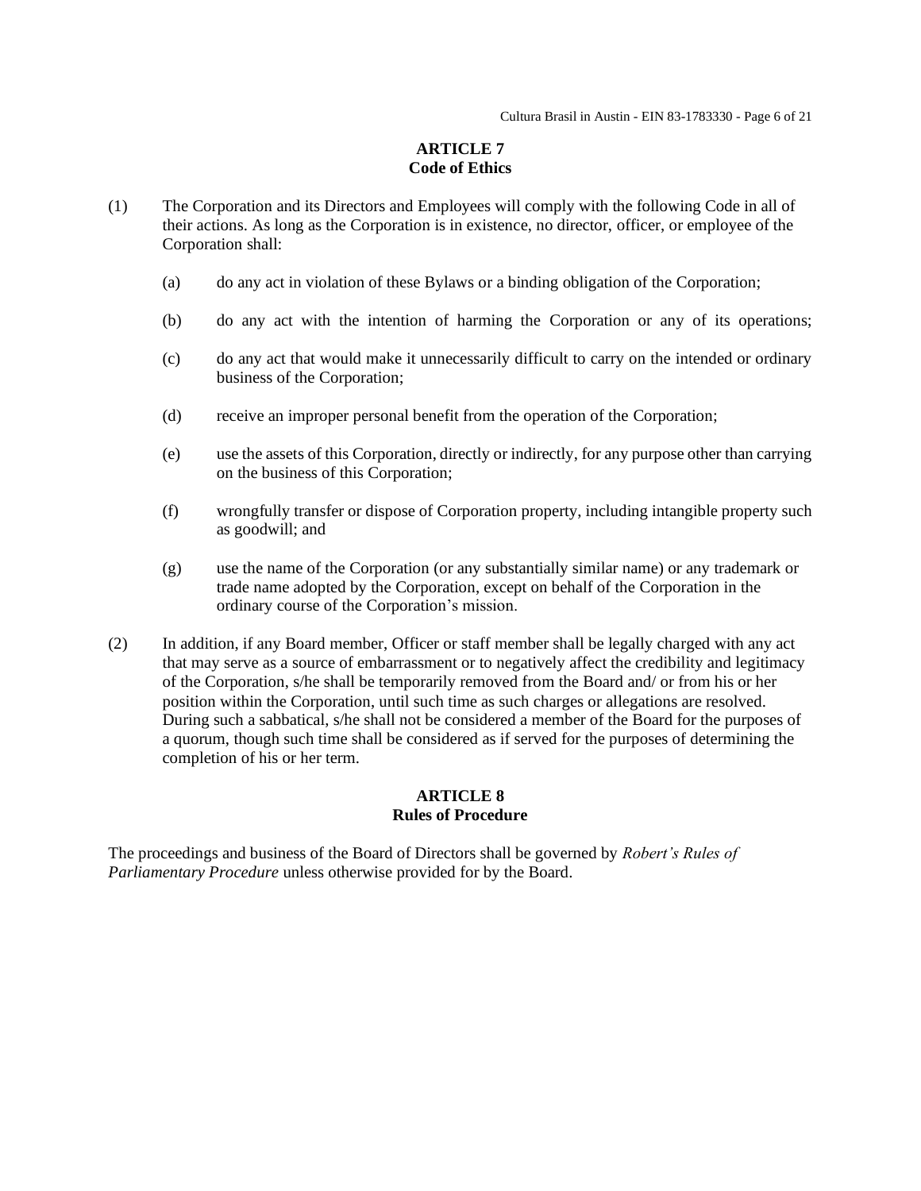## ARTICLE 7
## Code of Ethics

(1) The Corporation and its Directors and Employees will comply with the following Code in all of their actions. As long as the Corporation is in existence, no director, officer, or employee of the Corporation shall:

- (a) do any act in violation of these Bylaws or a binding obligation of the Corporation;
- (b) do any act with the intention of harming the Corporation or any of its operations;
- (c) do any act that would make it unnecessarily difficult to carry on the intended or ordinary business of the Corporation;
- (d) receive an improper personal benefit from the operation of the Corporation;
- (e) use the assets of this Corporation, directly or indirectly, for any purpose other than carrying on the business of this Corporation;
- (f) wrongfully transfer or dispose of Corporation property, including intangible property such as goodwill; and
- (g) use the name of the Corporation (or any substantially similar name) or any trademark or trade name adopted by the Corporation, except on behalf of the Corporation in the ordinary course of the Corporation's mission.

(2) In addition, if any Board member, Officer or staff member shall be legally charged with any act that may serve as a source of embarrassment or to negatively affect the credibility and legitimacy of the Corporation, s/he shall be temporarily removed from the Board and/ or from his or her position within the Corporation, until such time as such charges or allegations are resolved. During such a sabbatical, s/he shall not be considered a member of the Board for the purposes of a quorum, though such time shall be considered as if served for the purposes of determining the completion of his or her term.

## ARTICLE 8
## Rules of Procedure

The proceedings and business of the Board of Directors shall be governed by *Robert's Rules of Parliamentary Procedure* unless otherwise provided for by the Board.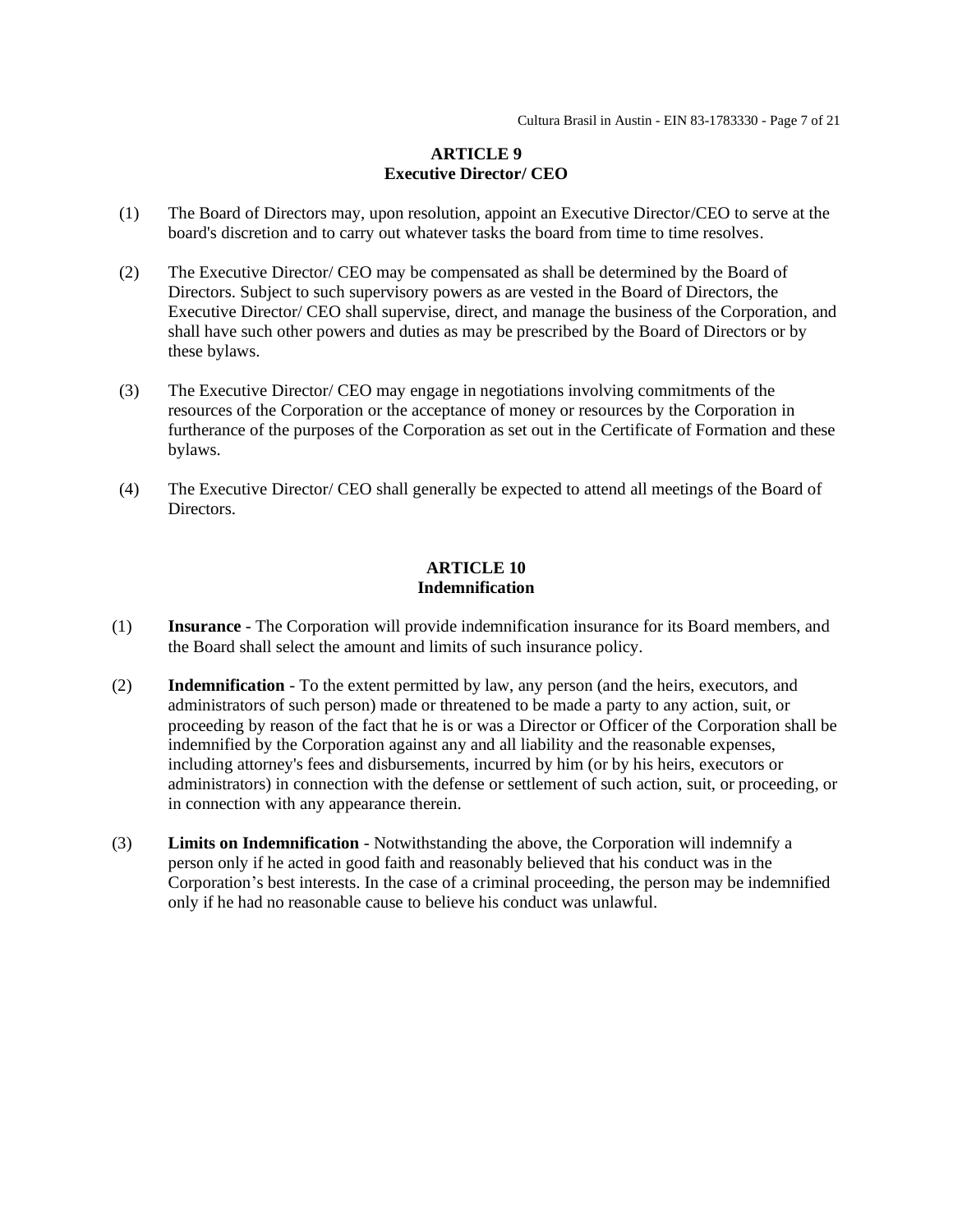## ARTICLE 9
## Executive Director/ CEO

(1) The Board of Directors may, upon resolution, appoint an Executive Director/CEO to serve at the board's discretion and to carry out whatever tasks the board from time to time resolves.

(2) The Executive Director/ CEO may be compensated as shall be determined by the Board of Directors. Subject to such supervisory powers as are vested in the Board of Directors, the Executive Director/ CEO shall supervise, direct, and manage the business of the Corporation, and shall have such other powers and duties as may be prescribed by the Board of Directors or by these bylaws.

(3) The Executive Director/ CEO may engage in negotiations involving commitments of the resources of the Corporation or the acceptance of money or resources by the Corporation in furtherance of the purposes of the Corporation as set out in the Certificate of Formation and these bylaws.

(4) The Executive Director/ CEO shall generally be expected to attend all meetings of the Board of Directors.

## ARTICLE 10
## Indemnification

(1) **Insurance** - The Corporation will provide indemnification insurance for its Board members, and the Board shall select the amount and limits of such insurance policy.

(2) **Indemnification** - To the extent permitted by law, any person (and the heirs, executors, and administrators of such person) made or threatened to be made a party to any action, suit, or proceeding by reason of the fact that he is or was a Director or Officer of the Corporation shall be indemnified by the Corporation against any and all liability and the reasonable expenses, including attorney's fees and disbursements, incurred by him (or by his heirs, executors or administrators) in connection with the defense or settlement of such action, suit, or proceeding, or in connection with any appearance therein.

(3) **Limits on Indemnification** - Notwithstanding the above, the Corporation will indemnify a person only if he acted in good faith and reasonably believed that his conduct was in the Corporation's best interests. In the case of a criminal proceeding, the person may be indemnified only if he had no reasonable cause to believe his conduct was unlawful.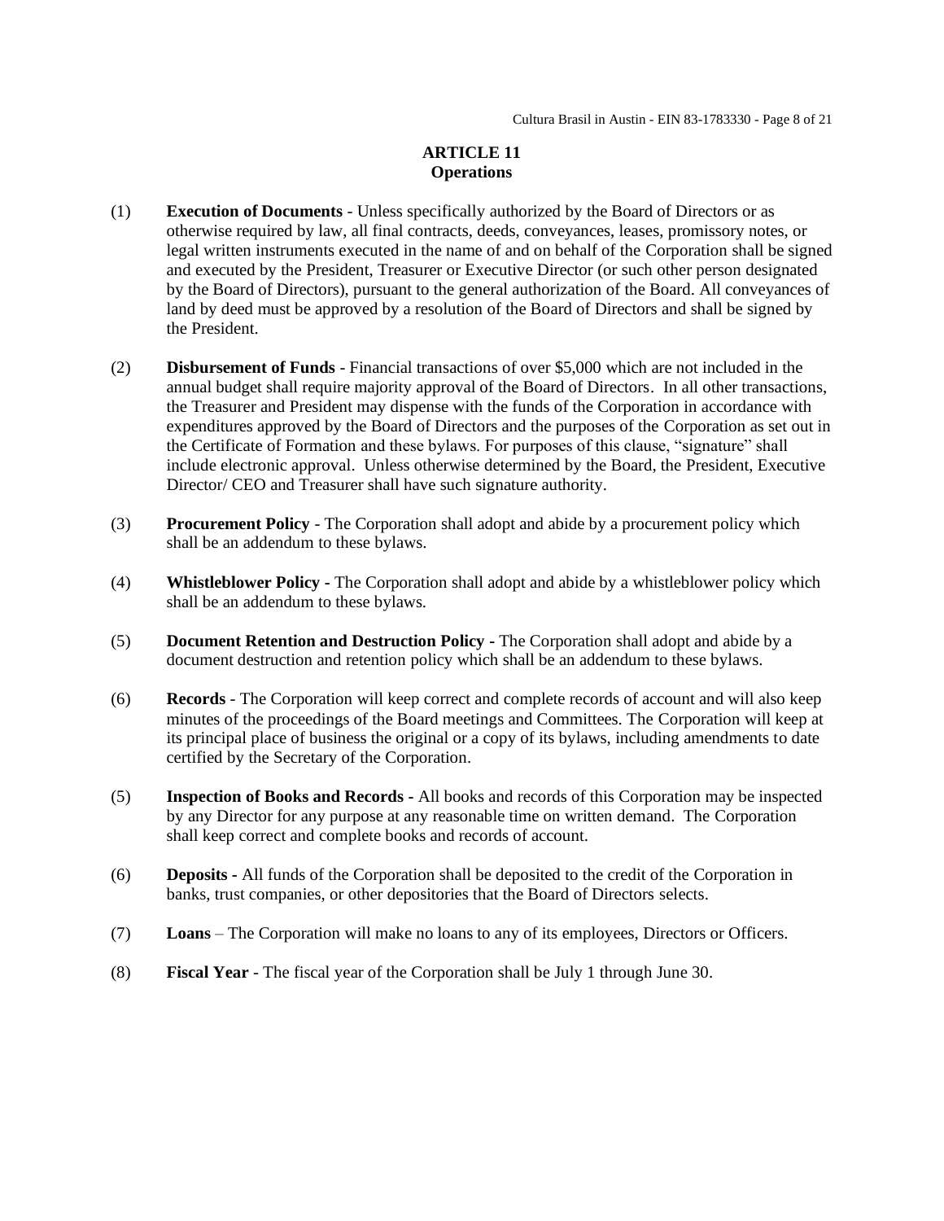## ARTICLE 11
### Operations

(1) **Execution of Documents** - Unless specifically authorized by the Board of Directors or as otherwise required by law, all final contracts, deeds, conveyances, leases, promissory notes, or legal written instruments executed in the name of and on behalf of the Corporation shall be signed and executed by the President, Treasurer or Executive Director (or such other person designated by the Board of Directors), pursuant to the general authorization of the Board. All conveyances of land by deed must be approved by a resolution of the Board of Directors and shall be signed by the President.

(2) **Disbursement of Funds** - Financial transactions of over $5,000 which are not included in the annual budget shall require majority approval of the Board of Directors. In all other transactions, the Treasurer and President may dispense with the funds of the Corporation in accordance with expenditures approved by the Board of Directors and the purposes of the Corporation as set out in the Certificate of Formation and these bylaws. For purposes of this clause, "signature" shall include electronic approval. Unless otherwise determined by the Board, the President, Executive Director/ CEO and Treasurer shall have such signature authority.

(3) **Procurement Policy** - The Corporation shall adopt and abide by a procurement policy which shall be an addendum to these bylaws.

(4) **Whistleblower Policy -** The Corporation shall adopt and abide by a whistleblower policy which shall be an addendum to these bylaws.

(5) **Document Retention and Destruction Policy -** The Corporation shall adopt and abide by a document destruction and retention policy which shall be an addendum to these bylaws.

(6) **Records** - The Corporation will keep correct and complete records of account and will also keep minutes of the proceedings of the Board meetings and Committees. The Corporation will keep at its principal place of business the original or a copy of its bylaws, including amendments to date certified by the Secretary of the Corporation.

(5) **Inspection of Books and Records -** All books and records of this Corporation may be inspected by any Director for any purpose at any reasonable time on written demand. The Corporation shall keep correct and complete books and records of account.

(6) **Deposits -** All funds of the Corporation shall be deposited to the credit of the Corporation in banks, trust companies, or other depositories that the Board of Directors selects.

(7) **Loans** – The Corporation will make no loans to any of its employees, Directors or Officers.

(8) **Fiscal Year** - The fiscal year of the Corporation shall be July 1 through June 30.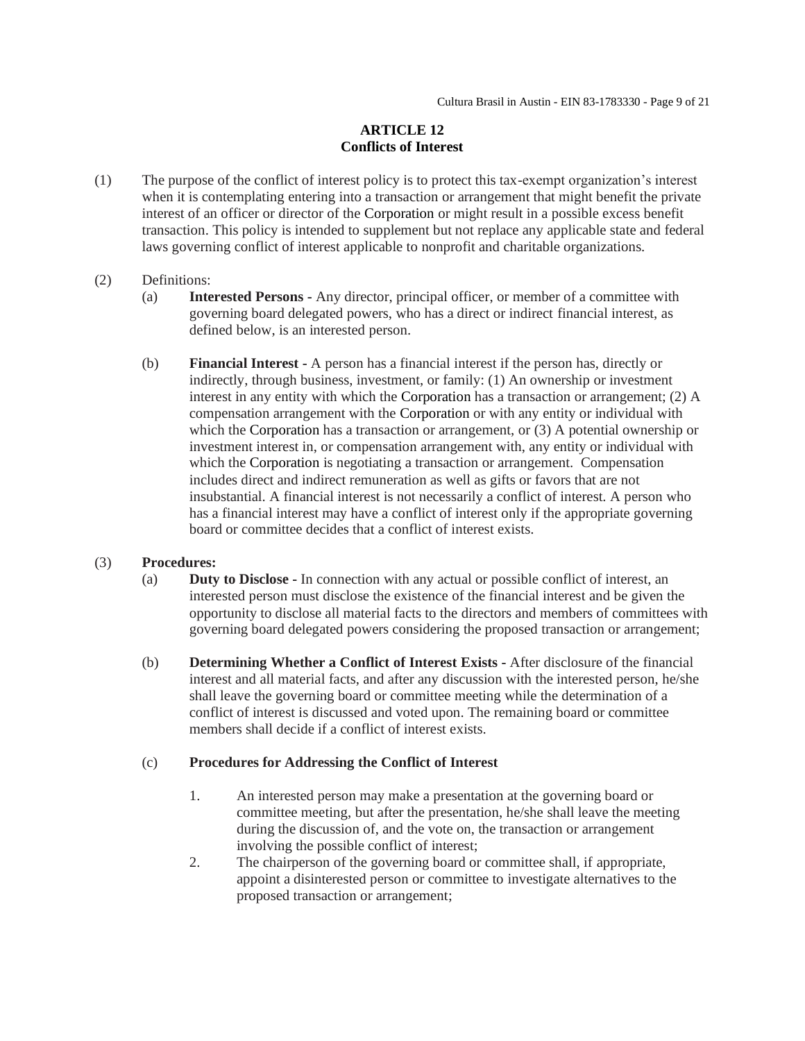## ARTICLE 12
## Conflicts of Interest

(1) The purpose of the conflict of interest policy is to protect this tax-exempt organization's interest when it is contemplating entering into a transaction or arrangement that might benefit the private interest of an officer or director of the Corporation or might result in a possible excess benefit transaction. This policy is intended to supplement but not replace any applicable state and federal laws governing conflict of interest applicable to nonprofit and charitable organizations.

(2) Definitions:

(a) **Interested Persons -** Any director, principal officer, or member of a committee with governing board delegated powers, who has a direct or indirect financial interest, as defined below, is an interested person.

(b) **Financial Interest -** A person has a financial interest if the person has, directly or indirectly, through business, investment, or family: (1) An ownership or investment interest in any entity with which the Corporation has a transaction or arrangement; (2) A compensation arrangement with the Corporation or with any entity or individual with which the Corporation has a transaction or arrangement, or (3) A potential ownership or investment interest in, or compensation arrangement with, any entity or individual with which the Corporation is negotiating a transaction or arrangement. Compensation includes direct and indirect remuneration as well as gifts or favors that are not insubstantial. A financial interest is not necessarily a conflict of interest. A person who has a financial interest may have a conflict of interest only if the appropriate governing board or committee decides that a conflict of interest exists.

(3) **Procedures:**

(a) **Duty to Disclose -** In connection with any actual or possible conflict of interest, an interested person must disclose the existence of the financial interest and be given the opportunity to disclose all material facts to the directors and members of committees with governing board delegated powers considering the proposed transaction or arrangement;

(b) **Determining Whether a Conflict of Interest Exists -** After disclosure of the financial interest and all material facts, and after any discussion with the interested person, he/she shall leave the governing board or committee meeting while the determination of a conflict of interest is discussed and voted upon. The remaining board or committee members shall decide if a conflict of interest exists.

(c) **Procedures for Addressing the Conflict of Interest**

1. An interested person may make a presentation at the governing board or committee meeting, but after the presentation, he/she shall leave the meeting during the discussion of, and the vote on, the transaction or arrangement involving the possible conflict of interest;
2. The chairperson of the governing board or committee shall, if appropriate, appoint a disinterested person or committee to investigate alternatives to the proposed transaction or arrangement;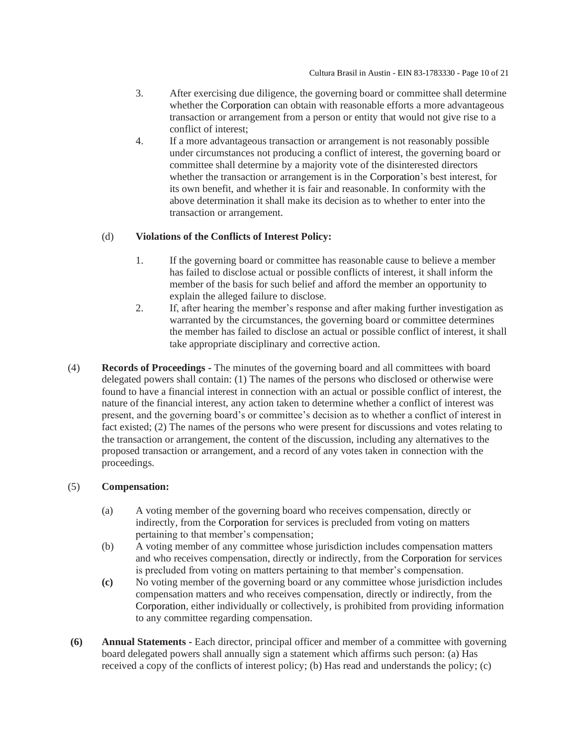3. After exercising due diligence, the governing board or committee shall determine whether the Corporation can obtain with reasonable efforts a more advantageous transaction or arrangement from a person or entity that would not give rise to a conflict of interest;
4. If a more advantageous transaction or arrangement is not reasonably possible under circumstances not producing a conflict of interest, the governing board or committee shall determine by a majority vote of the disinterested directors whether the transaction or arrangement is in the Corporation's best interest, for its own benefit, and whether it is fair and reasonable. In conformity with the above determination it shall make its decision as to whether to enter into the transaction or arrangement.

(d) **Violations of the Conflicts of Interest Policy:**

1. If the governing board or committee has reasonable cause to believe a member has failed to disclose actual or possible conflicts of interest, it shall inform the member of the basis for such belief and afford the member an opportunity to explain the alleged failure to disclose.
2. If, after hearing the member's response and after making further investigation as warranted by the circumstances, the governing board or committee determines the member has failed to disclose an actual or possible conflict of interest, it shall take appropriate disciplinary and corrective action.

(4) **Records of Proceedings -** The minutes of the governing board and all committees with board delegated powers shall contain: (1) The names of the persons who disclosed or otherwise were found to have a financial interest in connection with an actual or possible conflict of interest, the nature of the financial interest, any action taken to determine whether a conflict of interest was present, and the governing board's or committee's decision as to whether a conflict of interest in fact existed; (2) The names of the persons who were present for discussions and votes relating to the transaction or arrangement, the content of the discussion, including any alternatives to the proposed transaction or arrangement, and a record of any votes taken in connection with the proceedings.

(5) **Compensation:**

(a) A voting member of the governing board who receives compensation, directly or indirectly, from the Corporation for services is precluded from voting on matters pertaining to that member's compensation;

(b) A voting member of any committee whose jurisdiction includes compensation matters and who receives compensation, directly or indirectly, from the Corporation for services is precluded from voting on matters pertaining to that member's compensation.

**(c)** No voting member of the governing board or any committee whose jurisdiction includes compensation matters and who receives compensation, directly or indirectly, from the Corporation, either individually or collectively, is prohibited from providing information to any committee regarding compensation.

**(6)** **Annual Statements -** Each director, principal officer and member of a committee with governing board delegated powers shall annually sign a statement which affirms such person: (a) Has received a copy of the conflicts of interest policy; (b) Has read and understands the policy; (c)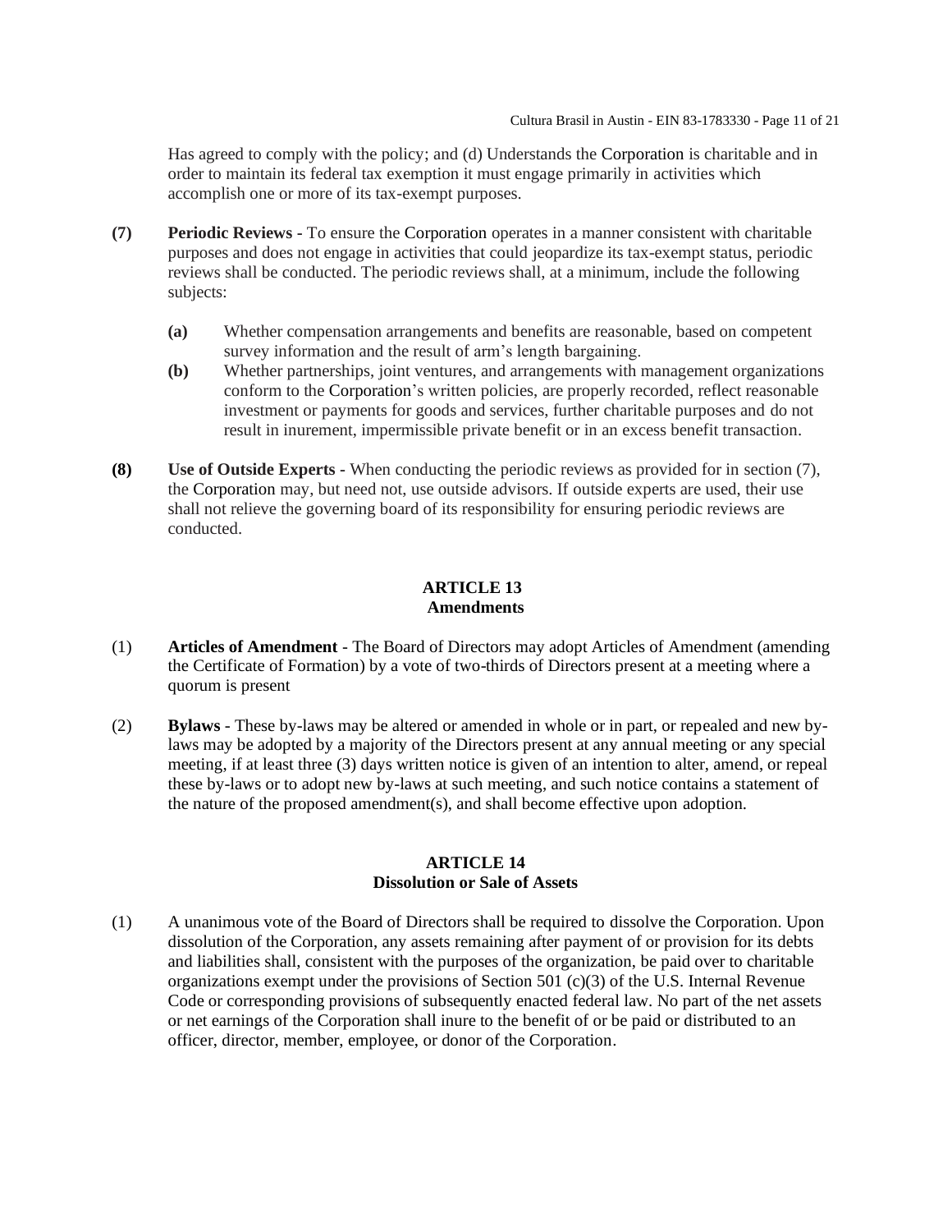Has agreed to comply with the policy; and (d) Understands the Corporation is charitable and in order to maintain its federal tax exemption it must engage primarily in activities which accomplish one or more of its tax-exempt purposes.

**(7)** **Periodic Reviews** - To ensure the Corporation operates in a manner consistent with charitable purposes and does not engage in activities that could jeopardize its tax-exempt status, periodic reviews shall be conducted. The periodic reviews shall, at a minimum, include the following subjects:

- **(a)** Whether compensation arrangements and benefits are reasonable, based on competent survey information and the result of arm's length bargaining.
- **(b)** Whether partnerships, joint ventures, and arrangements with management organizations conform to the Corporation's written policies, are properly recorded, reflect reasonable investment or payments for goods and services, further charitable purposes and do not result in inurement, impermissible private benefit or in an excess benefit transaction.

**(8)** **Use of Outside Experts** - When conducting the periodic reviews as provided for in section (7), the Corporation may, but need not, use outside advisors. If outside experts are used, their use shall not relieve the governing board of its responsibility for ensuring periodic reviews are conducted.

## ARTICLE 13
## Amendments

(1) **Articles of Amendment** - The Board of Directors may adopt Articles of Amendment (amending the Certificate of Formation) by a vote of two-thirds of Directors present at a meeting where a quorum is present

(2) **Bylaws** - These by-laws may be altered or amended in whole or in part, or repealed and new by-laws may be adopted by a majority of the Directors present at any annual meeting or any special meeting, if at least three (3) days written notice is given of an intention to alter, amend, or repeal these by-laws or to adopt new by-laws at such meeting, and such notice contains a statement of the nature of the proposed amendment(s), and shall become effective upon adoption.

## ARTICLE 14
## Dissolution or Sale of Assets

(1) A unanimous vote of the Board of Directors shall be required to dissolve the Corporation. Upon dissolution of the Corporation, any assets remaining after payment of or provision for its debts and liabilities shall, consistent with the purposes of the organization, be paid over to charitable organizations exempt under the provisions of Section 501 (c)(3) of the U.S. Internal Revenue Code or corresponding provisions of subsequently enacted federal law. No part of the net assets or net earnings of the Corporation shall inure to the benefit of or be paid or distributed to an officer, director, member, employee, or donor of the Corporation.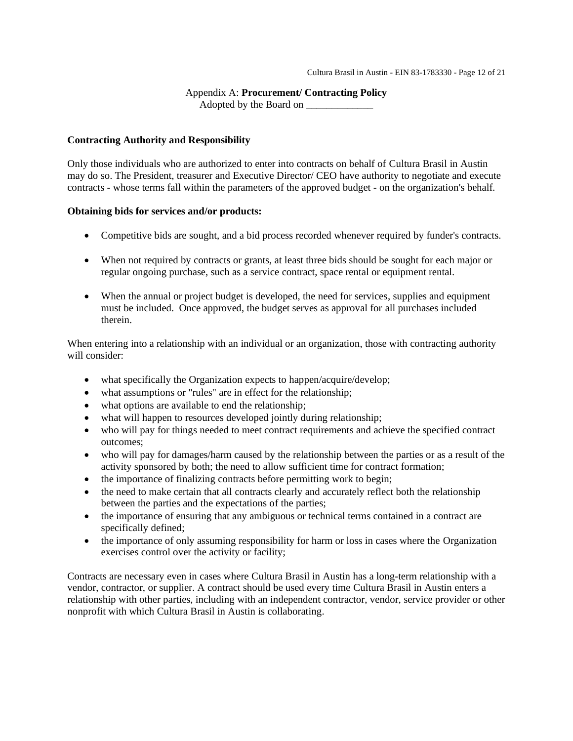Appendix A: **Procurement/ Contracting Policy**
Adopted by the Board on _____________

**Contracting Authority and Responsibility**

Only those individuals who are authorized to enter into contracts on behalf of Cultura Brasil in Austin may do so. The President, treasurer and Executive Director/ CEO have authority to negotiate and execute contracts - whose terms fall within the parameters of the approved budget - on the organization's behalf.

**Obtaining bids for services and/or products:**

- Competitive bids are sought, and a bid process recorded whenever required by funder's contracts.
- When not required by contracts or grants, at least three bids should be sought for each major or regular ongoing purchase, such as a service contract, space rental or equipment rental.
- When the annual or project budget is developed, the need for services, supplies and equipment must be included. Once approved, the budget serves as approval for all purchases included therein.

When entering into a relationship with an individual or an organization, those with contracting authority will consider:

- what specifically the Organization expects to happen/acquire/develop;
- what assumptions or "rules" are in effect for the relationship;
- what options are available to end the relationship;
- what will happen to resources developed jointly during relationship;
- who will pay for things needed to meet contract requirements and achieve the specified contract outcomes;
- who will pay for damages/harm caused by the relationship between the parties or as a result of the activity sponsored by both; the need to allow sufficient time for contract formation;
- the importance of finalizing contracts before permitting work to begin;
- the need to make certain that all contracts clearly and accurately reflect both the relationship between the parties and the expectations of the parties;
- the importance of ensuring that any ambiguous or technical terms contained in a contract are specifically defined;
- the importance of only assuming responsibility for harm or loss in cases where the Organization exercises control over the activity or facility;

Contracts are necessary even in cases where Cultura Brasil in Austin has a long-term relationship with a vendor, contractor, or supplier. A contract should be used every time Cultura Brasil in Austin enters a relationship with other parties, including with an independent contractor, vendor, service provider or other nonprofit with which Cultura Brasil in Austin is collaborating.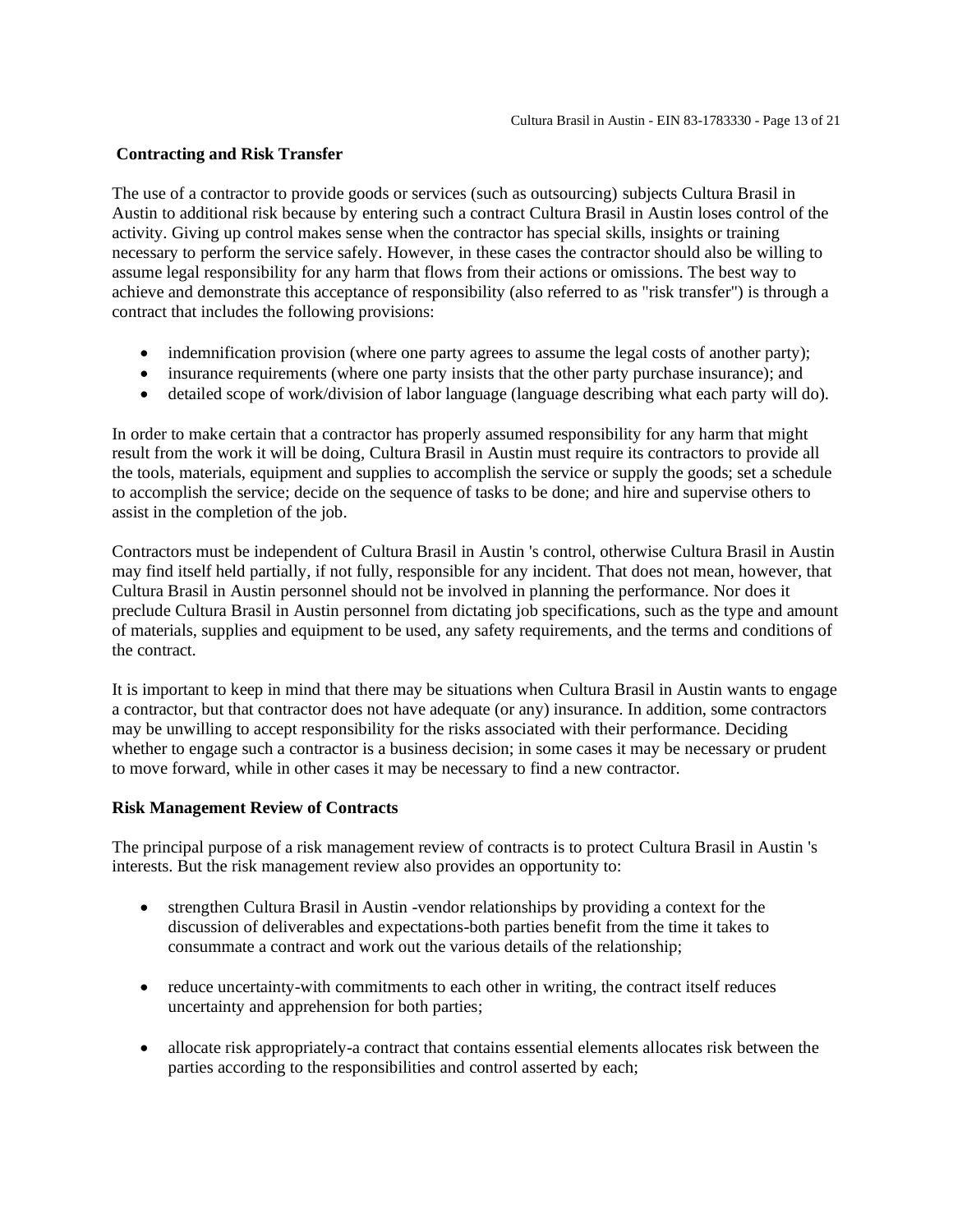**Contracting and Risk Transfer**

The use of a contractor to provide goods or services (such as outsourcing) subjects Cultura Brasil in Austin to additional risk because by entering such a contract Cultura Brasil in Austin loses control of the activity. Giving up control makes sense when the contractor has special skills, insights or training necessary to perform the service safely. However, in these cases the contractor should also be willing to assume legal responsibility for any harm that flows from their actions or omissions. The best way to achieve and demonstrate this acceptance of responsibility (also referred to as "risk transfer") is through a contract that includes the following provisions:

- indemnification provision (where one party agrees to assume the legal costs of another party);
- insurance requirements (where one party insists that the other party purchase insurance); and
- detailed scope of work/division of labor language (language describing what each party will do).

In order to make certain that a contractor has properly assumed responsibility for any harm that might result from the work it will be doing, Cultura Brasil in Austin must require its contractors to provide all the tools, materials, equipment and supplies to accomplish the service or supply the goods; set a schedule to accomplish the service; decide on the sequence of tasks to be done; and hire and supervise others to assist in the completion of the job.

Contractors must be independent of Cultura Brasil in Austin 's control, otherwise Cultura Brasil in Austin may find itself held partially, if not fully, responsible for any incident. That does not mean, however, that Cultura Brasil in Austin personnel should not be involved in planning the performance. Nor does it preclude Cultura Brasil in Austin personnel from dictating job specifications, such as the type and amount of materials, supplies and equipment to be used, any safety requirements, and the terms and conditions of the contract.

It is important to keep in mind that there may be situations when Cultura Brasil in Austin wants to engage a contractor, but that contractor does not have adequate (or any) insurance. In addition, some contractors may be unwilling to accept responsibility for the risks associated with their performance. Deciding whether to engage such a contractor is a business decision; in some cases it may be necessary or prudent to move forward, while in other cases it may be necessary to find a new contractor.

**Risk Management Review of Contracts**

The principal purpose of a risk management review of contracts is to protect Cultura Brasil in Austin 's interests. But the risk management review also provides an opportunity to:

- strengthen Cultura Brasil in Austin -vendor relationships by providing a context for the discussion of deliverables and expectations-both parties benefit from the time it takes to consummate a contract and work out the various details of the relationship;

- reduce uncertainty-with commitments to each other in writing, the contract itself reduces uncertainty and apprehension for both parties;

- allocate risk appropriately-a contract that contains essential elements allocates risk between the parties according to the responsibilities and control asserted by each;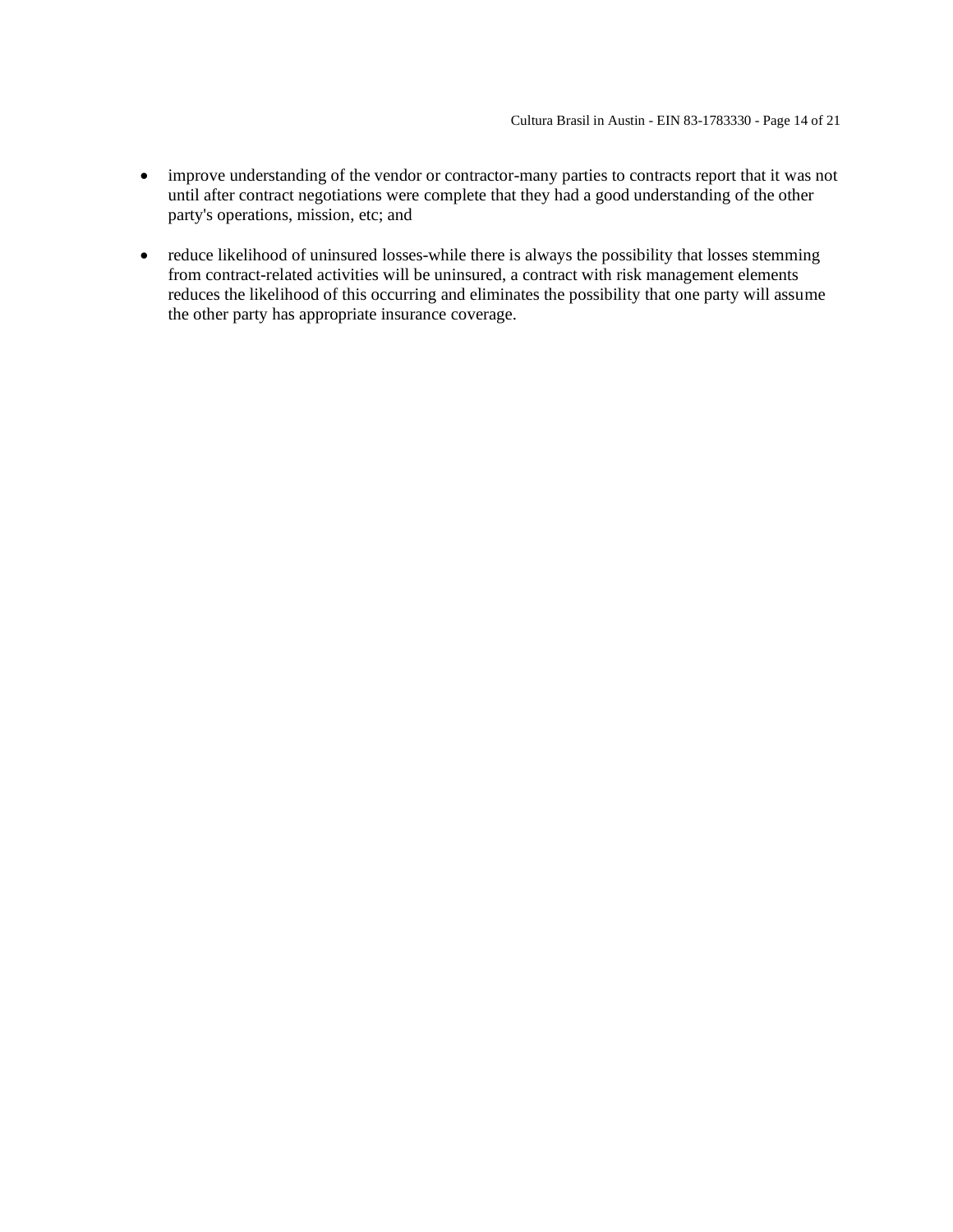- improve understanding of the vendor or contractor-many parties to contracts report that it was not until after contract negotiations were complete that they had a good understanding of the other party's operations, mission, etc; and

- reduce likelihood of uninsured losses-while there is always the possibility that losses stemming from contract-related activities will be uninsured, a contract with risk management elements reduces the likelihood of this occurring and eliminates the possibility that one party will assume the other party has appropriate insurance coverage.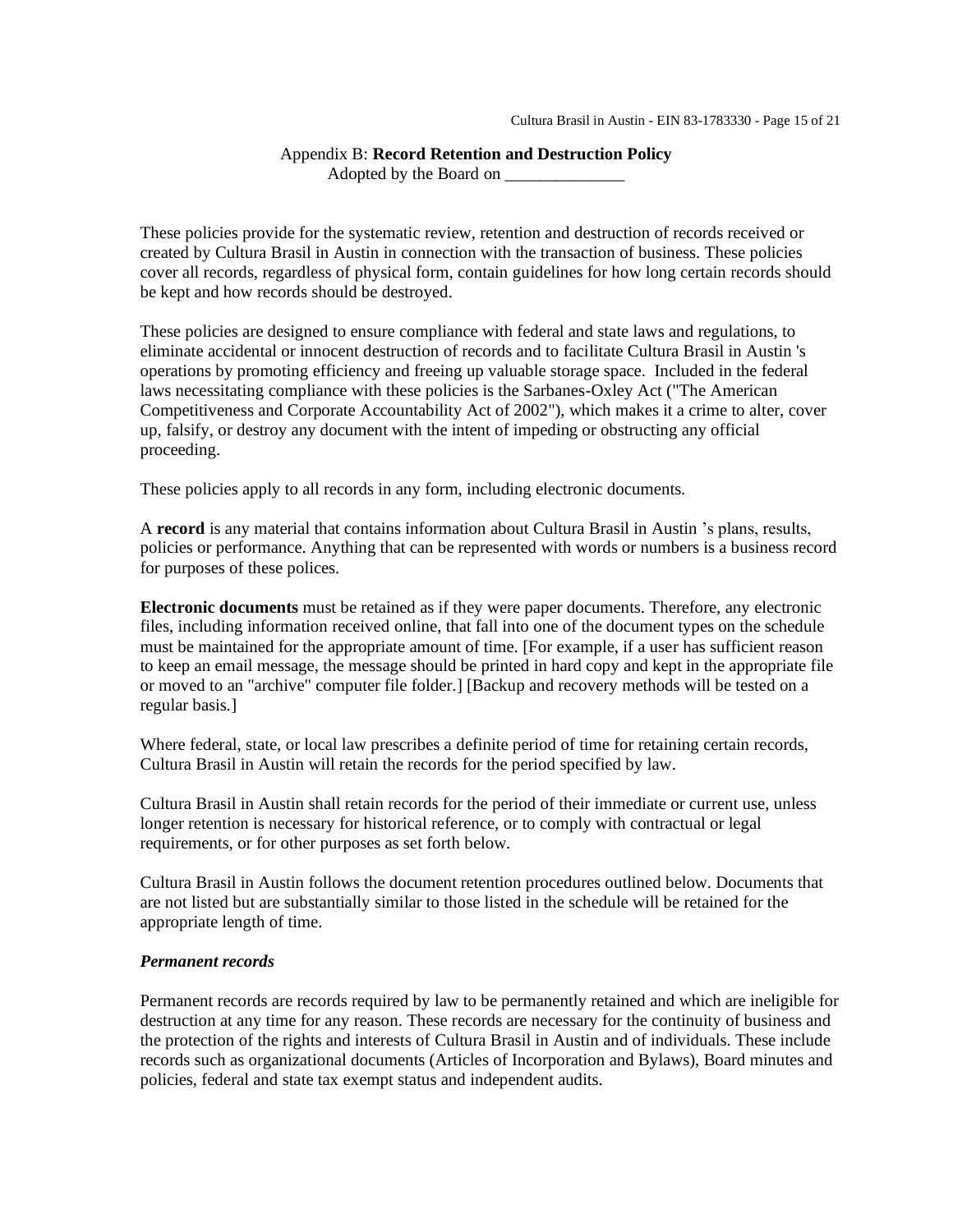Appendix B: **Record Retention and Destruction Policy**
Adopted by the Board on ______________

These policies provide for the systematic review, retention and destruction of records received or created by Cultura Brasil in Austin in connection with the transaction of business. These policies cover all records, regardless of physical form, contain guidelines for how long certain records should be kept and how records should be destroyed.

These policies are designed to ensure compliance with federal and state laws and regulations, to eliminate accidental or innocent destruction of records and to facilitate Cultura Brasil in Austin 's operations by promoting efficiency and freeing up valuable storage space. Included in the federal laws necessitating compliance with these policies is the Sarbanes-Oxley Act ("The American Competitiveness and Corporate Accountability Act of 2002"), which makes it a crime to alter, cover up, falsify, or destroy any document with the intent of impeding or obstructing any official proceeding.

These policies apply to all records in any form, including electronic documents.

A **record** is any material that contains information about Cultura Brasil in Austin 's plans, results, policies or performance. Anything that can be represented with words or numbers is a business record for purposes of these polices.

**Electronic documents** must be retained as if they were paper documents. Therefore, any electronic files, including information received online, that fall into one of the document types on the schedule must be maintained for the appropriate amount of time. [For example, if a user has sufficient reason to keep an email message, the message should be printed in hard copy and kept in the appropriate file or moved to an "archive" computer file folder.] [Backup and recovery methods will be tested on a regular basis.]

Where federal, state, or local law prescribes a definite period of time for retaining certain records, Cultura Brasil in Austin will retain the records for the period specified by law.

Cultura Brasil in Austin shall retain records for the period of their immediate or current use, unless longer retention is necessary for historical reference, or to comply with contractual or legal requirements, or for other purposes as set forth below.

Cultura Brasil in Austin follows the document retention procedures outlined below. Documents that are not listed but are substantially similar to those listed in the schedule will be retained for the appropriate length of time.

***Permanent records***

Permanent records are records required by law to be permanently retained and which are ineligible for destruction at any time for any reason. These records are necessary for the continuity of business and the protection of the rights and interests of Cultura Brasil in Austin and of individuals. These include records such as organizational documents (Articles of Incorporation and Bylaws), Board minutes and policies, federal and state tax exempt status and independent audits.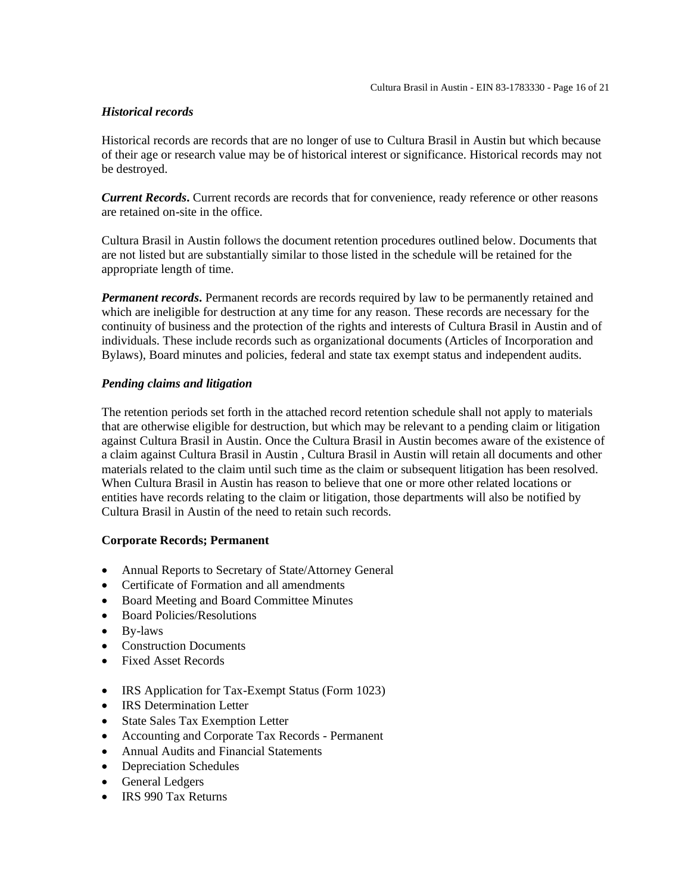***Historical records***

Historical records are records that are no longer of use to Cultura Brasil in Austin but which because of their age or research value may be of historical interest or significance. Historical records may not be destroyed.

***Current Records*.** Current records are records that for convenience, ready reference or other reasons are retained on-site in the office.

Cultura Brasil in Austin follows the document retention procedures outlined below. Documents that are not listed but are substantially similar to those listed in the schedule will be retained for the appropriate length of time.

***Permanent records*.** Permanent records are records required by law to be permanently retained and which are ineligible for destruction at any time for any reason. These records are necessary for the continuity of business and the protection of the rights and interests of Cultura Brasil in Austin and of individuals. These include records such as organizational documents (Articles of Incorporation and Bylaws), Board minutes and policies, federal and state tax exempt status and independent audits.

***Pending claims and litigation***

The retention periods set forth in the attached record retention schedule shall not apply to materials that are otherwise eligible for destruction, but which may be relevant to a pending claim or litigation against Cultura Brasil in Austin. Once the Cultura Brasil in Austin becomes aware of the existence of a claim against Cultura Brasil in Austin , Cultura Brasil in Austin will retain all documents and other materials related to the claim until such time as the claim or subsequent litigation has been resolved. When Cultura Brasil in Austin has reason to believe that one or more other related locations or entities have records relating to the claim or litigation, those departments will also be notified by Cultura Brasil in Austin of the need to retain such records.

**Corporate Records; Permanent**

- Annual Reports to Secretary of State/Attorney General
- Certificate of Formation and all amendments
- Board Meeting and Board Committee Minutes
- Board Policies/Resolutions
- By-laws
- Construction Documents
- Fixed Asset Records

- IRS Application for Tax-Exempt Status (Form 1023)
- IRS Determination Letter
- State Sales Tax Exemption Letter
- Accounting and Corporate Tax Records - Permanent
- Annual Audits and Financial Statements
- Depreciation Schedules
- General Ledgers
- IRS 990 Tax Returns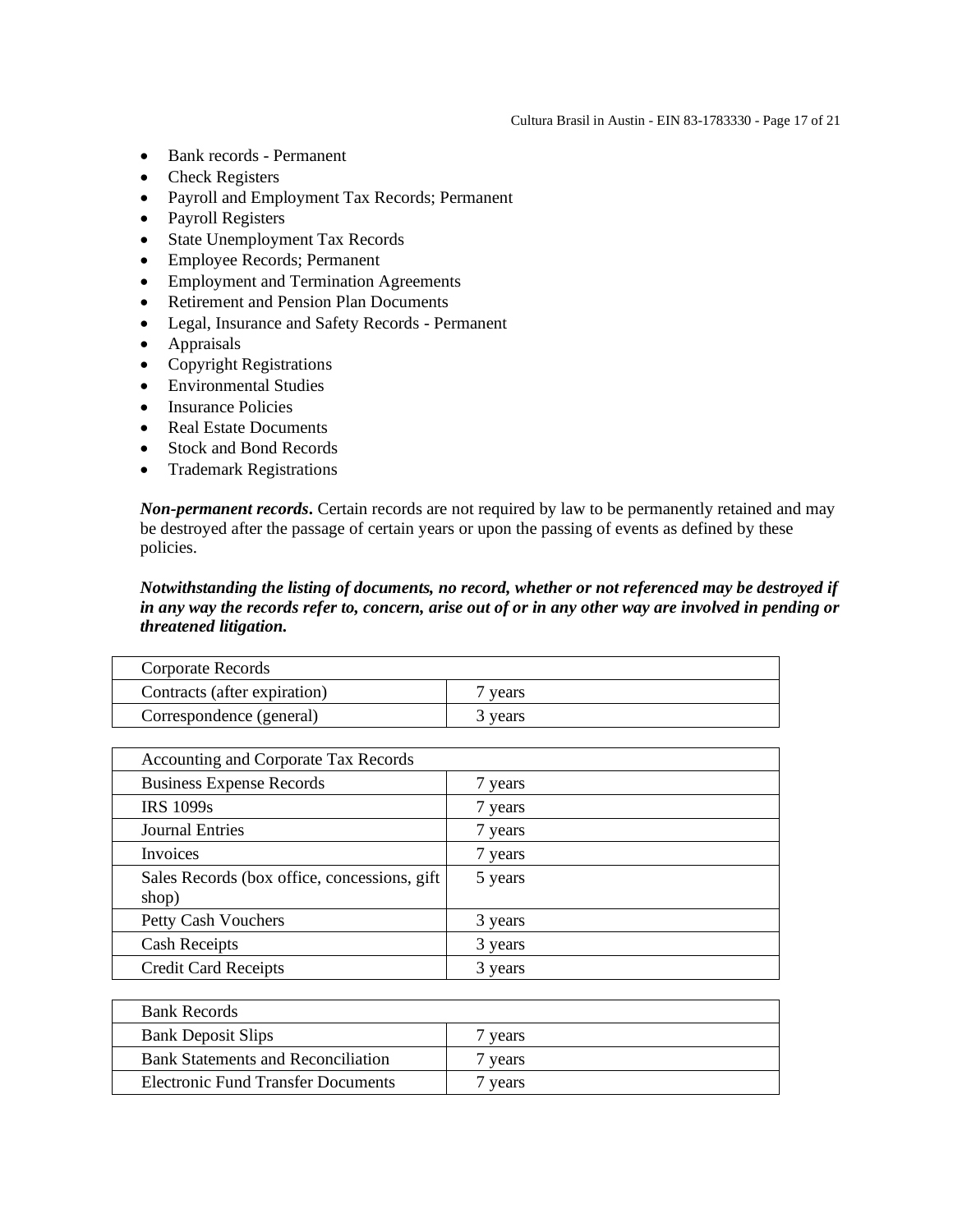- Bank records - Permanent
- Check Registers
- Payroll and Employment Tax Records; Permanent
- Payroll Registers
- State Unemployment Tax Records
- Employee Records; Permanent
- Employment and Termination Agreements
- Retirement and Pension Plan Documents
- Legal, Insurance and Safety Records - Permanent
- Appraisals
- Copyright Registrations
- Environmental Studies
- Insurance Policies
- Real Estate Documents
- Stock and Bond Records
- Trademark Registrations

***Non-permanent records*.** Certain records are not required by law to be permanently retained and may be destroyed after the passage of certain years or upon the passing of events as defined by these policies.

***Notwithstanding the listing of documents, no record, whether or not referenced may be destroyed if in any way the records refer to, concern, arise out of or in any other way are involved in pending or threatened litigation.***

| Corporate Records | |
|---|---|
| Contracts (after expiration) | 7 years |
| Correspondence (general) | 3 years |

| Accounting and Corporate Tax Records | |
|---|---|
| Business Expense Records | 7 years |
| IRS 1099s | 7 years |
| Journal Entries | 7 years |
| Invoices | 7 years |
| Sales Records (box office, concessions, gift shop) | 5 years |
| Petty Cash Vouchers | 3 years |
| Cash Receipts | 3 years |
| Credit Card Receipts | 3 years |

| Bank Records | |
|---|---|
| Bank Deposit Slips | 7 years |
| Bank Statements and Reconciliation | 7 years |
| Electronic Fund Transfer Documents | 7 years |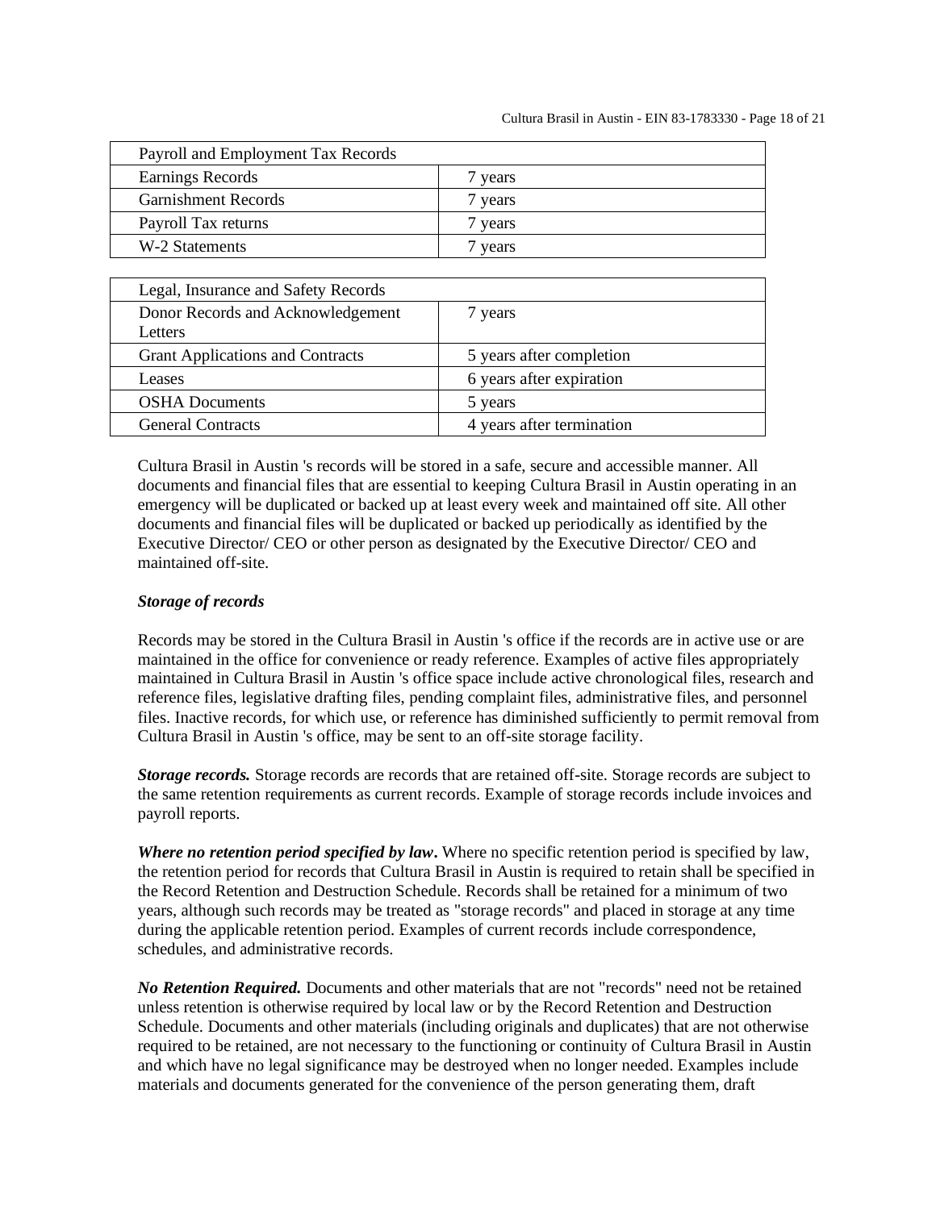| Payroll and Employment Tax Records | |
|---|---|
| Earnings Records | 7 years |
| Garnishment Records | 7 years |
| Payroll Tax returns | 7 years |
| W-2 Statements | 7 years |

| Legal, Insurance and Safety Records | |
|---|---|
| Donor Records and Acknowledgement Letters | 7 years |
| Grant Applications and Contracts | 5 years after completion |
| Leases | 6 years after expiration |
| OSHA Documents | 5 years |
| General Contracts | 4 years after termination |

Cultura Brasil in Austin 's records will be stored in a safe, secure and accessible manner. All documents and financial files that are essential to keeping Cultura Brasil in Austin operating in an emergency will be duplicated or backed up at least every week and maintained off site. All other documents and financial files will be duplicated or backed up periodically as identified by the Executive Director/ CEO or other person as designated by the Executive Director/ CEO and maintained off-site.

***Storage of records***

Records may be stored in the Cultura Brasil in Austin 's office if the records are in active use or are maintained in the office for convenience or ready reference. Examples of active files appropriately maintained in Cultura Brasil in Austin 's office space include active chronological files, research and reference files, legislative drafting files, pending complaint files, administrative files, and personnel files. Inactive records, for which use, or reference has diminished sufficiently to permit removal from Cultura Brasil in Austin 's office, may be sent to an off-site storage facility.

***Storage records.*** Storage records are records that are retained off-site. Storage records are subject to the same retention requirements as current records. Example of storage records include invoices and payroll reports.

***Where no retention period specified by law***. Where no specific retention period is specified by law, the retention period for records that Cultura Brasil in Austin is required to retain shall be specified in the Record Retention and Destruction Schedule. Records shall be retained for a minimum of two years, although such records may be treated as "storage records" and placed in storage at any time during the applicable retention period. Examples of current records include correspondence, schedules, and administrative records.

***No Retention Required.*** Documents and other materials that are not "records" need not be retained unless retention is otherwise required by local law or by the Record Retention and Destruction Schedule. Documents and other materials (including originals and duplicates) that are not otherwise required to be retained, are not necessary to the functioning or continuity of Cultura Brasil in Austin and which have no legal significance may be destroyed when no longer needed. Examples include materials and documents generated for the convenience of the person generating them, draft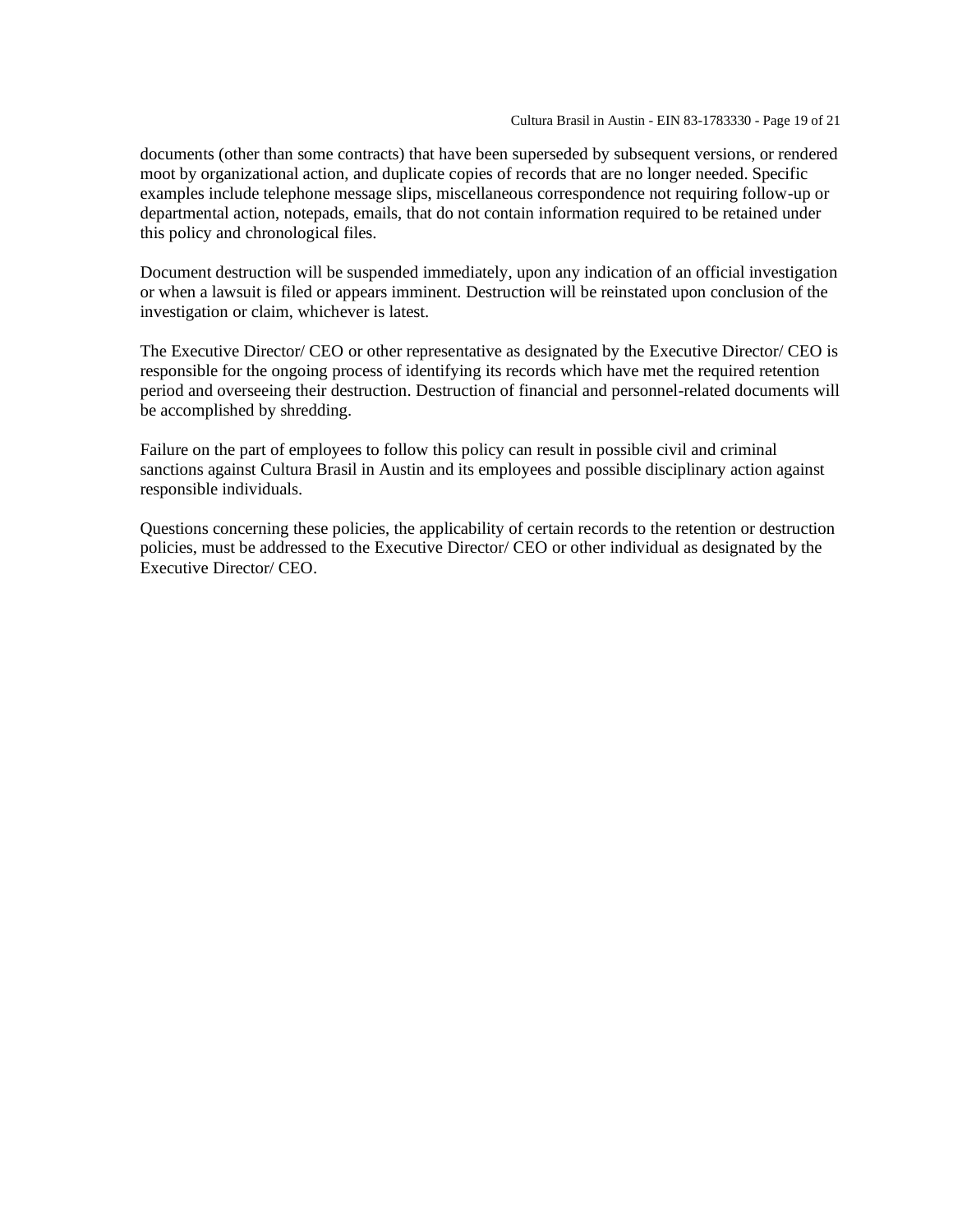documents (other than some contracts) that have been superseded by subsequent versions, or rendered moot by organizational action, and duplicate copies of records that are no longer needed. Specific examples include telephone message slips, miscellaneous correspondence not requiring follow-up or departmental action, notepads, emails, that do not contain information required to be retained under this policy and chronological files.

Document destruction will be suspended immediately, upon any indication of an official investigation or when a lawsuit is filed or appears imminent. Destruction will be reinstated upon conclusion of the investigation or claim, whichever is latest.

The Executive Director/ CEO or other representative as designated by the Executive Director/ CEO is responsible for the ongoing process of identifying its records which have met the required retention period and overseeing their destruction. Destruction of financial and personnel-related documents will be accomplished by shredding.

Failure on the part of employees to follow this policy can result in possible civil and criminal sanctions against Cultura Brasil in Austin and its employees and possible disciplinary action against responsible individuals.

Questions concerning these policies, the applicability of certain records to the retention or destruction policies, must be addressed to the Executive Director/ CEO or other individual as designated by the Executive Director/ CEO.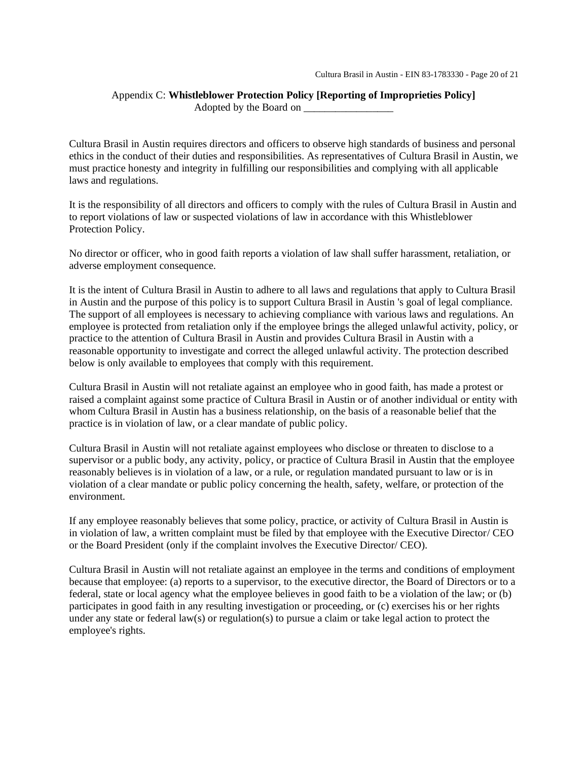## Appendix C: **Whistleblower Protection Policy [Reporting of Improprieties Policy]**

Adopted by the Board on _________________

Cultura Brasil in Austin requires directors and officers to observe high standards of business and personal ethics in the conduct of their duties and responsibilities. As representatives of Cultura Brasil in Austin, we must practice honesty and integrity in fulfilling our responsibilities and complying with all applicable laws and regulations.

It is the responsibility of all directors and officers to comply with the rules of Cultura Brasil in Austin and to report violations of law or suspected violations of law in accordance with this Whistleblower Protection Policy.

No director or officer, who in good faith reports a violation of law shall suffer harassment, retaliation, or adverse employment consequence.

It is the intent of Cultura Brasil in Austin to adhere to all laws and regulations that apply to Cultura Brasil in Austin and the purpose of this policy is to support Cultura Brasil in Austin 's goal of legal compliance. The support of all employees is necessary to achieving compliance with various laws and regulations. An employee is protected from retaliation only if the employee brings the alleged unlawful activity, policy, or practice to the attention of Cultura Brasil in Austin and provides Cultura Brasil in Austin with a reasonable opportunity to investigate and correct the alleged unlawful activity. The protection described below is only available to employees that comply with this requirement.

Cultura Brasil in Austin will not retaliate against an employee who in good faith, has made a protest or raised a complaint against some practice of Cultura Brasil in Austin or of another individual or entity with whom Cultura Brasil in Austin has a business relationship, on the basis of a reasonable belief that the practice is in violation of law, or a clear mandate of public policy.

Cultura Brasil in Austin will not retaliate against employees who disclose or threaten to disclose to a supervisor or a public body, any activity, policy, or practice of Cultura Brasil in Austin that the employee reasonably believes is in violation of a law, or a rule, or regulation mandated pursuant to law or is in violation of a clear mandate or public policy concerning the health, safety, welfare, or protection of the environment.

If any employee reasonably believes that some policy, practice, or activity of Cultura Brasil in Austin is in violation of law, a written complaint must be filed by that employee with the Executive Director/ CEO or the Board President (only if the complaint involves the Executive Director/ CEO).

Cultura Brasil in Austin will not retaliate against an employee in the terms and conditions of employment because that employee: (a) reports to a supervisor, to the executive director, the Board of Directors or to a federal, state or local agency what the employee believes in good faith to be a violation of the law; or (b) participates in good faith in any resulting investigation or proceeding, or (c) exercises his or her rights under any state or federal law(s) or regulation(s) to pursue a claim or take legal action to protect the employee's rights.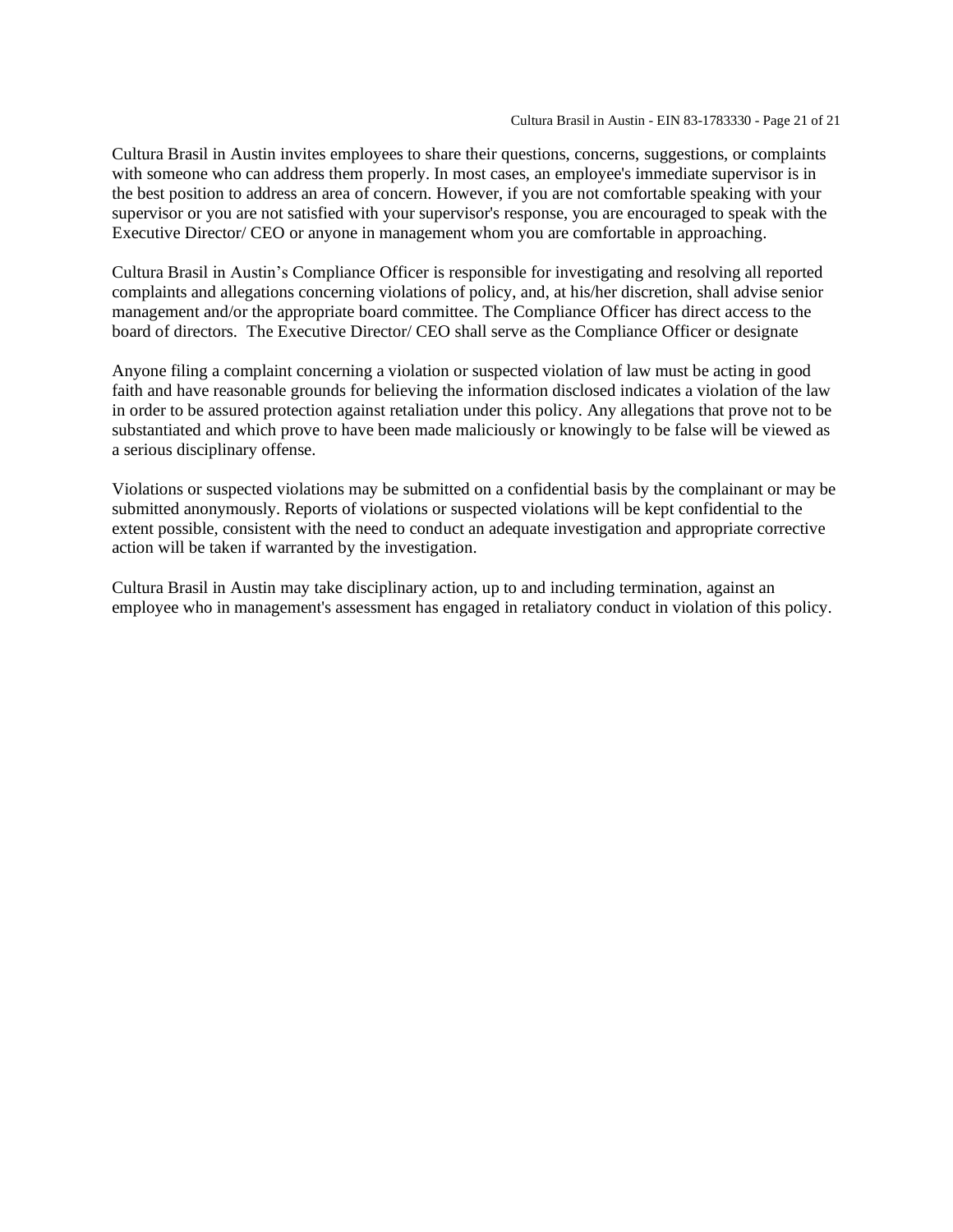Cultura Brasil in Austin invites employees to share their questions, concerns, suggestions, or complaints with someone who can address them properly. In most cases, an employee's immediate supervisor is in the best position to address an area of concern. However, if you are not comfortable speaking with your supervisor or you are not satisfied with your supervisor's response, you are encouraged to speak with the Executive Director/ CEO or anyone in management whom you are comfortable in approaching.

Cultura Brasil in Austin's Compliance Officer is responsible for investigating and resolving all reported complaints and allegations concerning violations of policy, and, at his/her discretion, shall advise senior management and/or the appropriate board committee. The Compliance Officer has direct access to the board of directors. The Executive Director/ CEO shall serve as the Compliance Officer or designate

Anyone filing a complaint concerning a violation or suspected violation of law must be acting in good faith and have reasonable grounds for believing the information disclosed indicates a violation of the law in order to be assured protection against retaliation under this policy. Any allegations that prove not to be substantiated and which prove to have been made maliciously or knowingly to be false will be viewed as a serious disciplinary offense.

Violations or suspected violations may be submitted on a confidential basis by the complainant or may be submitted anonymously. Reports of violations or suspected violations will be kept confidential to the extent possible, consistent with the need to conduct an adequate investigation and appropriate corrective action will be taken if warranted by the investigation.

Cultura Brasil in Austin may take disciplinary action, up to and including termination, against an employee who in management's assessment has engaged in retaliatory conduct in violation of this policy.